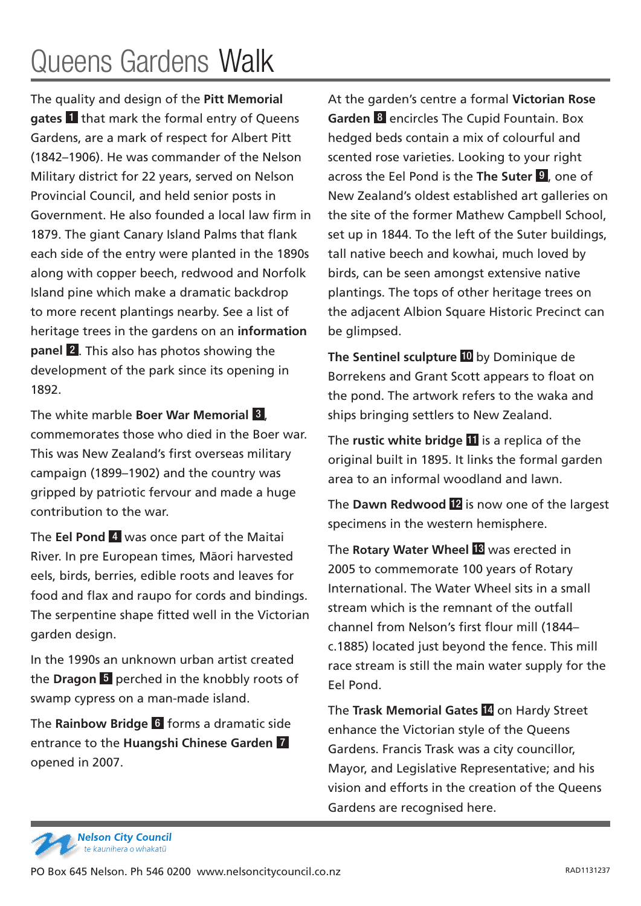# Queens Gardens Walk

The quality and design of the **Pitt Memorial gates** 1 that mark the formal entry of Queens Gardens, are a mark of respect for Albert Pitt (1842–1906). He was commander of the Nelson Military district for 22 years, served on Nelson Provincial Council, and held senior posts in Government. He also founded a local law firm in 1879. The giant Canary Island Palms that flank each side of the entry were planted in the 1890s along with copper beech, redwood and Norfolk Island pine which make a dramatic backdrop to more recent plantings nearby. See a list of heritage trees in the gardens on an **information panel** 2. This also has photos showing the development of the park since its opening in 1892.

The white marble **Boer War Memorial** 3, commemorates those who died in the Boer war. This was New Zealand's first overseas military campaign (1899–1902) and the country was gripped by patriotic fervour and made a huge contribution to the war.

The **Eel Pond** 4 was once part of the Maitai River. In pre European times, Māori harvested eels, birds, berries, edible roots and leaves for food and flax and raupo for cords and bindings. The serpentine shape fitted well in the Victorian garden design.

In the 1990s an unknown urban artist created the **Dragon** 5 perched in the knobbly roots of swamp cypress on a man-made island.

The **Rainbow Bridge** 6 forms a dramatic side entrance to the **Huangshi Chinese Garden** 7 opened in 2007.

At the garden's centre a formal **Victorian Rose Garden** 8 encircles The Cupid Fountain. Box hedged beds contain a mix of colourful and scented rose varieties. Looking to your right across the Eel Pond is the **The Suter** 9, one of New Zealand's oldest established art galleries on the site of the former Mathew Campbell School, set up in 1844. To the left of the Suter buildings, tall native beech and kowhai, much loved by birds, can be seen amongst extensive native plantings. The tops of other heritage trees on the adjacent Albion Square Historic Precinct can be glimpsed.

**The Sentinel sculpture** 10 by Dominique de Borrekens and Grant Scott appears to float on the pond. The artwork refers to the waka and ships bringing settlers to New Zealand.

The **rustic white bridge** 11 is a replica of the original built in 1895. It links the formal garden area to an informal woodland and lawn.

The **Dawn Redwood** 12 is now one of the largest specimens in the western hemisphere.

The **Rotary Water Wheel** 13 was erected in 2005 to commemorate 100 years of Rotary International. The Water Wheel sits in a small stream which is the remnant of the outfall channel from Nelson's first flour mill (1844–c.1885) located just beyond the fence. This mill race stream is still the main water supply for the Eel Pond.

The **Trask Memorial Gates** 14 on Hardy Street enhance the Victorian style of the Queens Gardens. Francis Trask was a city councillor, Mayor, and Legislative Representative; and his vision and efforts in the creation of the Queens Gardens are recognised here.

*Nelson City Council*
*te kaunihera o whakatū*

PO Box 645 Nelson. Ph 546 0200 www.nelsoncitycouncil.co.nz

RAD1131237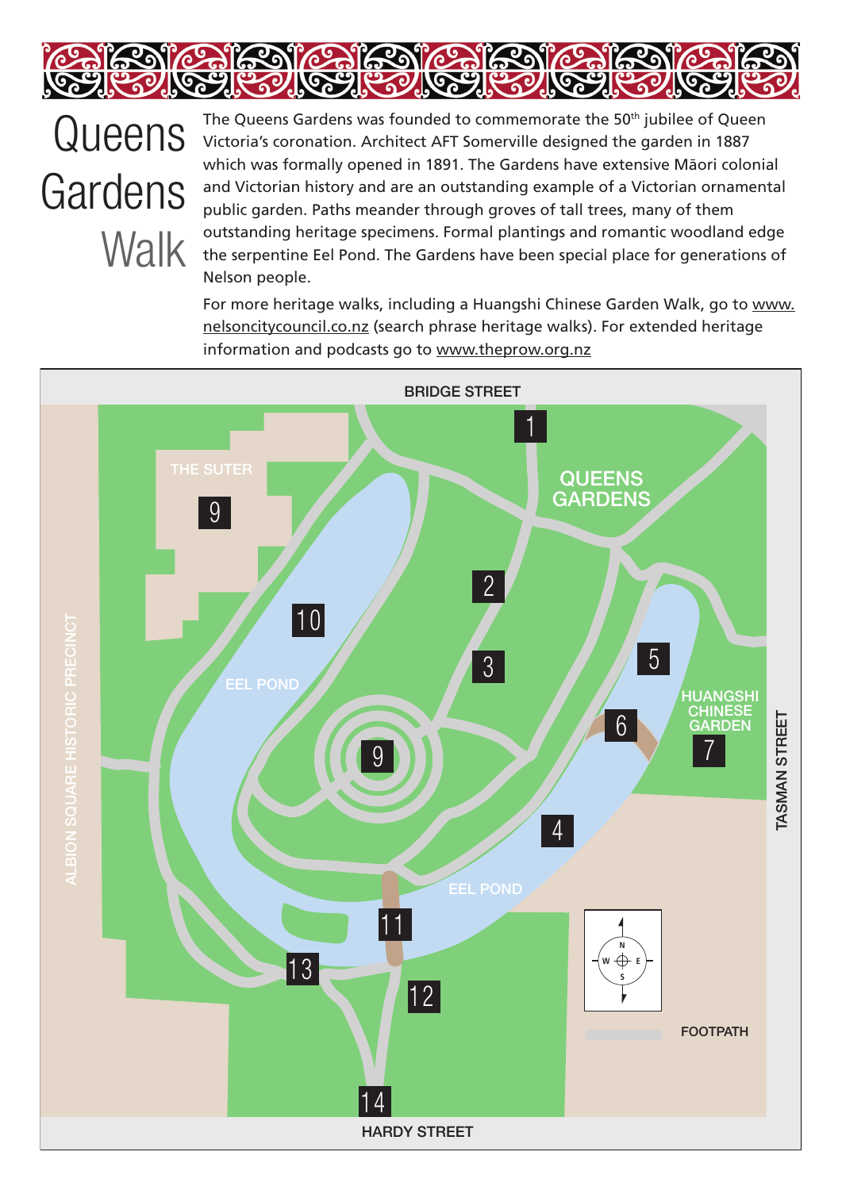# Queens Gardens Walk

The Queens Gardens was founded to commemorate the 50th jubilee of Queen Victoria's coronation. Architect AFT Somerville designed the garden in 1887 which was formally opened in 1891. The Gardens have extensive Māori colonial and Victorian history and are an outstanding example of a Victorian ornamental public garden. Paths meander through groves of tall trees, many of them outstanding heritage specimens. Formal plantings and romantic woodland edge the serpentine Eel Pond. The Gardens have been special place for generations of Nelson people.

For more heritage walks, including a Huangshi Chinese Garden Walk, go to www.nelsoncitycouncil.co.nz (search phrase heritage walks). For extended heritage information and podcasts go to www.theprow.org.nz

BRIDGE STREET

QUEENS GARDENS

THE SUTER

EEL POND

HUANGSHI CHINESE GARDEN

ALBION SQUARE HISTORIC PRECINCT

TASMAN STREET

HARDY STREET

FOOTPATH

1 2 3 4 5 6 7 9 9 10 11 12 13 14

N E S W